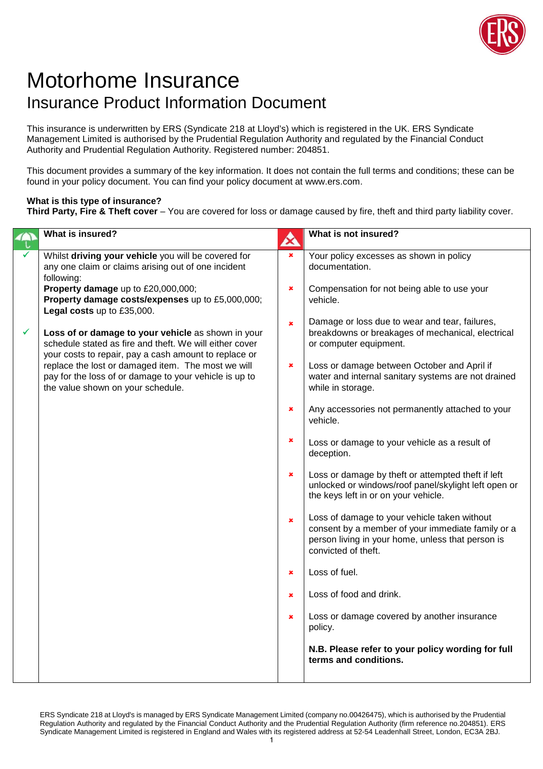# Motorhome Insurance

## Insurance Product Information Document

This insurance is underwritten by ERS (Syndicate 218 at Lloyd's) which is registered in the UK. ERS Syndicate Management Limited is authorised by the Prudential Regulation Authority and regulated by the Financial Conduct Authority and Prudential Regulation Authority. Registered number: 204851.

This document provides a summary of the key information. It does not contain the full terms and conditions; these can be found in your policy document. You can find your policy document at www.ers.com.

**What is this type of insurance?**
**Third Party, Fire & Theft cover** – You are covered for loss or damage caused by fire, theft and third party liability cover.

### What is insured?

- ✓ Whilst **driving your vehicle** you will be covered for any one claim or claims arising out of one incident following:
  **Property damage** up to £20,000,000;
  **Property damage costs/expenses** up to £5,000,000;
  **Legal costs** up to £35,000.
- ✓ **Loss of or damage to your vehicle** as shown in your schedule stated as fire and theft. We will either cover your costs to repair, pay a cash amount to replace or replace the lost or damaged item. The most we will pay for the loss of or damage to your vehicle is up to the value shown on your schedule.

### What is not insured?

- ✗ Your policy excesses as shown in policy documentation.
- ✗ Compensation for not being able to use your vehicle.
- ✗ Damage or loss due to wear and tear, failures, breakdowns or breakages of mechanical, electrical or computer equipment.
- ✗ Loss or damage between October and April if water and internal sanitary systems are not drained while in storage.
- ✗ Any accessories not permanently attached to your vehicle.
- ✗ Loss or damage to your vehicle as a result of deception.
- ✗ Loss or damage by theft or attempted theft if left unlocked or windows/roof panel/skylight left open or the keys left in or on your vehicle.
- ✗ Loss of damage to your vehicle taken without consent by a member of your immediate family or a person living in your home, unless that person is convicted of theft.
- ✗ Loss of fuel.
- ✗ Loss of food and drink.
- ✗ Loss or damage covered by another insurance policy.

**N.B. Please refer to your policy wording for full terms and conditions.**

ERS Syndicate 218 at Lloyd's is managed by ERS Syndicate Management Limited (company no.00426475), which is authorised by the Prudential Regulation Authority and regulated by the Financial Conduct Authority and the Prudential Regulation Authority (firm reference no.204851). ERS Syndicate Management Limited is registered in England and Wales with its registered address at 52-54 Leadenhall Street, London, EC3A 2BJ.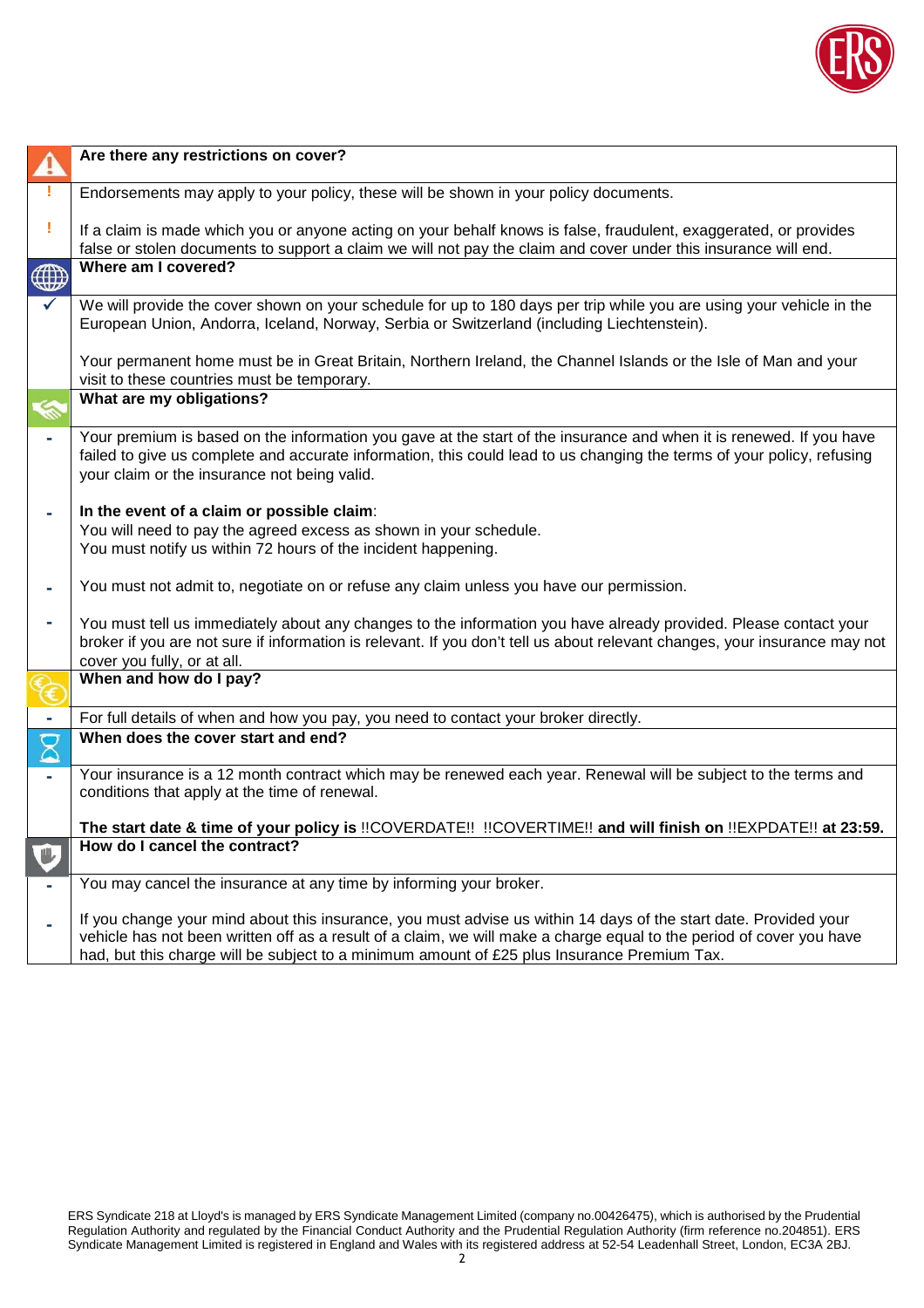## Are there any restrictions on cover?

! Endorsements may apply to your policy, these will be shown in your policy documents.

! If a claim is made which you or anyone acting on your behalf knows is false, fraudulent, exaggerated, or provides false or stolen documents to support a claim we will not pay the claim and cover under this insurance will end.

## Where am I covered?

✓ We will provide the cover shown on your schedule for up to 180 days per trip while you are using your vehicle in the European Union, Andorra, Iceland, Norway, Serbia or Switzerland (including Liechtenstein).

Your permanent home must be in Great Britain, Northern Ireland, the Channel Islands or the Isle of Man and your visit to these countries must be temporary.

## What are my obligations?

- Your premium is based on the information you gave at the start of the insurance and when it is renewed. If you have failed to give us complete and accurate information, this could lead to us changing the terms of your policy, refusing your claim or the insurance not being valid.

- **In the event of a claim or possible claim**:
  You will need to pay the agreed excess as shown in your schedule.
  You must notify us within 72 hours of the incident happening.

- You must not admit to, negotiate on or refuse any claim unless you have our permission.

- You must tell us immediately about any changes to the information you have already provided. Please contact your broker if you are not sure if information is relevant. If you don't tell us about relevant changes, your insurance may not cover you fully, or at all.

## When and how do I pay?

- For full details of when and how you pay, you need to contact your broker directly.

## When does the cover start and end?

- Your insurance is a 12 month contract which may be renewed each year. Renewal will be subject to the terms and conditions that apply at the time of renewal.

  **The start date & time of your policy is** !!COVERDATE!! !!COVERTIME!! **and will finish on** !!EXPDATE!! **at 23:59.**

## How do I cancel the contract?

- You may cancel the insurance at any time by informing your broker.

- If you change your mind about this insurance, you must advise us within 14 days of the start date. Provided your vehicle has not been written off as a result of a claim, we will make a charge equal to the period of cover you have had, but this charge will be subject to a minimum amount of £25 plus Insurance Premium Tax.

ERS Syndicate 218 at Lloyd's is managed by ERS Syndicate Management Limited (company no.00426475), which is authorised by the Prudential Regulation Authority and regulated by the Financial Conduct Authority and the Prudential Regulation Authority (firm reference no.204851). ERS Syndicate Management Limited is registered in England and Wales with its registered address at 52-54 Leadenhall Street, London, EC3A 2BJ.